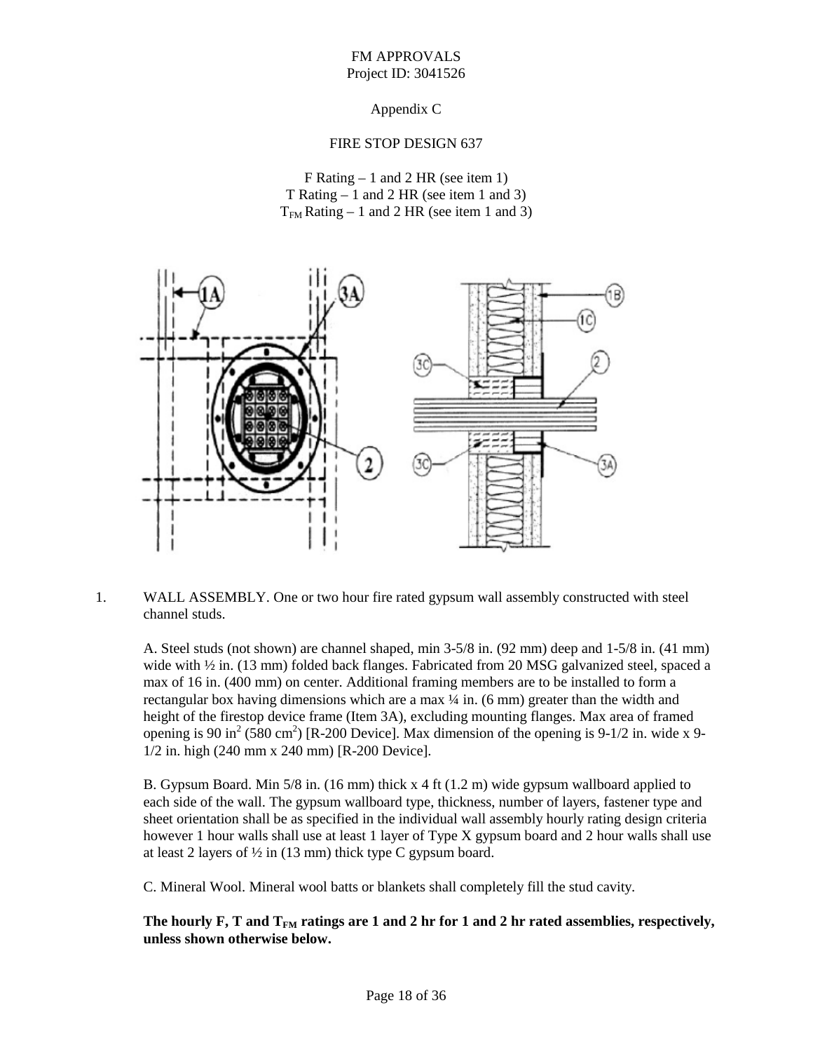FM APPROVALS
Project ID: 3041526

Appendix C

FIRE STOP DESIGN 637

F Rating – 1 and 2 HR (see item 1)
T Rating – 1 and 2 HR (see item 1 and 3)
$T_{FM}$ Rating – 1 and 2 HR (see item 1 and 3)

1. WALL ASSEMBLY. One or two hour fire rated gypsum wall assembly constructed with steel channel studs.

   A. Steel studs (not shown) are channel shaped, min 3-5/8 in. (92 mm) deep and 1-5/8 in. (41 mm) wide with ½ in. (13 mm) folded back flanges. Fabricated from 20 MSG galvanized steel, spaced a max of 16 in. (400 mm) on center. Additional framing members are to be installed to form a rectangular box having dimensions which are a max ¼ in. (6 mm) greater than the width and height of the firestop device frame (Item 3A), excluding mounting flanges. Max area of framed opening is 90 $in^2$ (580 $cm^2$) [R-200 Device]. Max dimension of the opening is 9-1/2 in. wide x 9-1/2 in. high (240 mm x 240 mm) [R-200 Device].

   B. Gypsum Board. Min 5/8 in. (16 mm) thick x 4 ft (1.2 m) wide gypsum wallboard applied to each side of the wall. The gypsum wallboard type, thickness, number of layers, fastener type and sheet orientation shall be as specified in the individual wall assembly hourly rating design criteria however 1 hour walls shall use at least 1 layer of Type X gypsum board and 2 hour walls shall use at least 2 layers of ½ in (13 mm) thick type C gypsum board.

   C. Mineral Wool. Mineral wool batts or blankets shall completely fill the stud cavity.

   **The hourly F, T and $T_{FM}$ ratings are 1 and 2 hr for 1 and 2 hr rated assemblies, respectively, unless shown otherwise below.**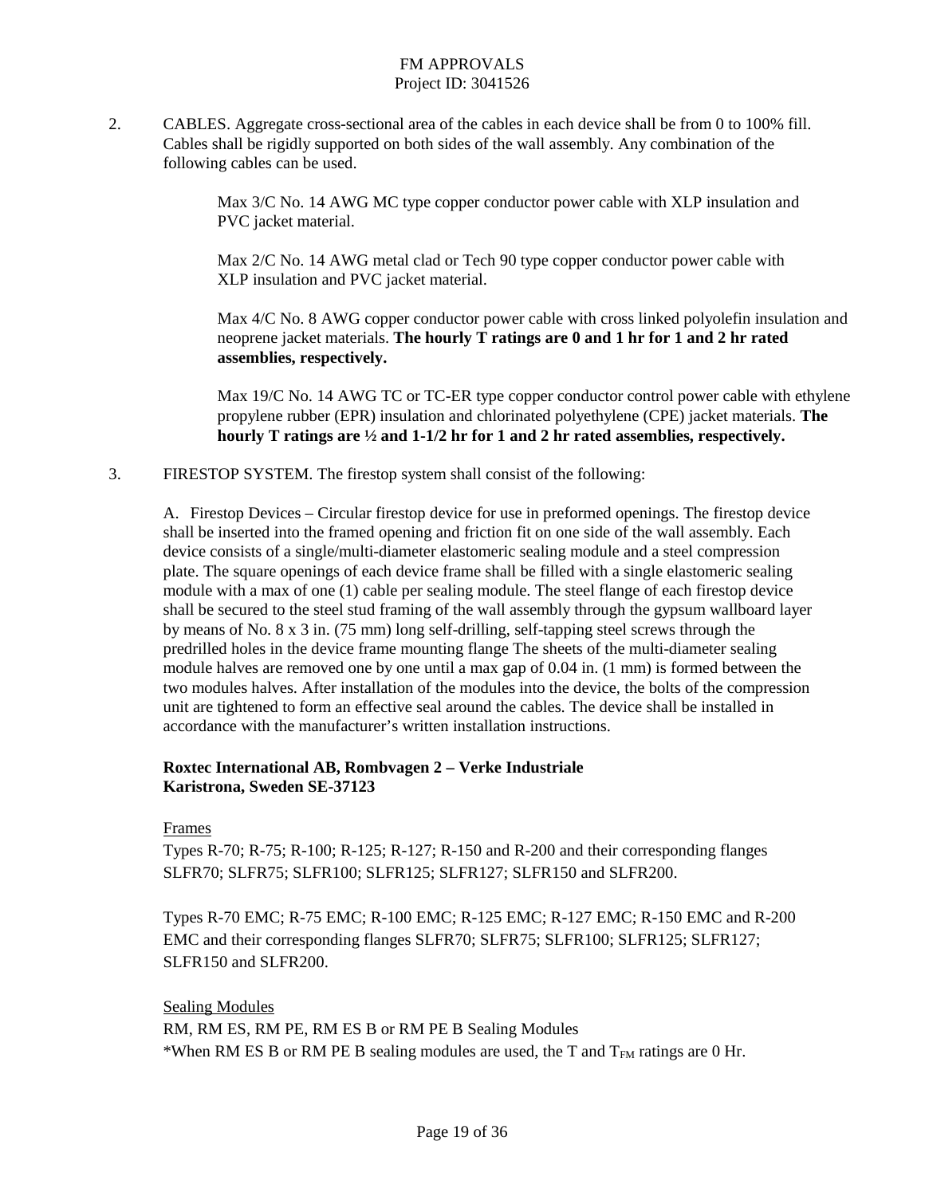2. CABLES. Aggregate cross-sectional area of the cables in each device shall be from 0 to 100% fill. Cables shall be rigidly supported on both sides of the wall assembly. Any combination of the following cables can be used.

   Max 3/C No. 14 AWG MC type copper conductor power cable with XLP insulation and PVC jacket material.

   Max 2/C No. 14 AWG metal clad or Tech 90 type copper conductor power cable with XLP insulation and PVC jacket material.

   Max 4/C No. 8 AWG copper conductor power cable with cross linked polyolefin insulation and neoprene jacket materials. **The hourly T ratings are 0 and 1 hr for 1 and 2 hr rated assemblies, respectively.**

   Max 19/C No. 14 AWG TC or TC-ER type copper conductor control power cable with ethylene propylene rubber (EPR) insulation and chlorinated polyethylene (CPE) jacket materials. **The hourly T ratings are ½ and 1-1/2 hr for 1 and 2 hr rated assemblies, respectively.**

3. FIRESTOP SYSTEM. The firestop system shall consist of the following:

   A. Firestop Devices – Circular firestop device for use in preformed openings. The firestop device shall be inserted into the framed opening and friction fit on one side of the wall assembly. Each device consists of a single/multi-diameter elastomeric sealing module and a steel compression plate. The square openings of each device frame shall be filled with a single elastomeric sealing module with a max of one (1) cable per sealing module. The steel flange of each firestop device shall be secured to the steel stud framing of the wall assembly through the gypsum wallboard layer by means of No. 8 x 3 in. (75 mm) long self-drilling, self-tapping steel screws through the predrilled holes in the device frame mounting flange The sheets of the multi-diameter sealing module halves are removed one by one until a max gap of 0.04 in. (1 mm) is formed between the two modules halves. After installation of the modules into the device, the bolts of the compression unit are tightened to form an effective seal around the cables. The device shall be installed in accordance with the manufacturer's written installation instructions.

   **Roxtec International AB, Rombvagen 2 – Verke Industriale**
   **Karistrona, Sweden SE-37123**

   Frames
   Types R-70; R-75; R-100; R-125; R-127; R-150 and R-200 and their corresponding flanges SLFR70; SLFR75; SLFR100; SLFR125; SLFR127; SLFR150 and SLFR200.

   Types R-70 EMC; R-75 EMC; R-100 EMC; R-125 EMC; R-127 EMC; R-150 EMC and R-200 EMC and their corresponding flanges SLFR70; SLFR75; SLFR100; SLFR125; SLFR127; SLFR150 and SLFR200.

   Sealing Modules
   RM, RM ES, RM PE, RM ES B or RM PE B Sealing Modules
   *When RM ES B or RM PE B sealing modules are used, the T and $T_{FM}$ ratings are 0 Hr.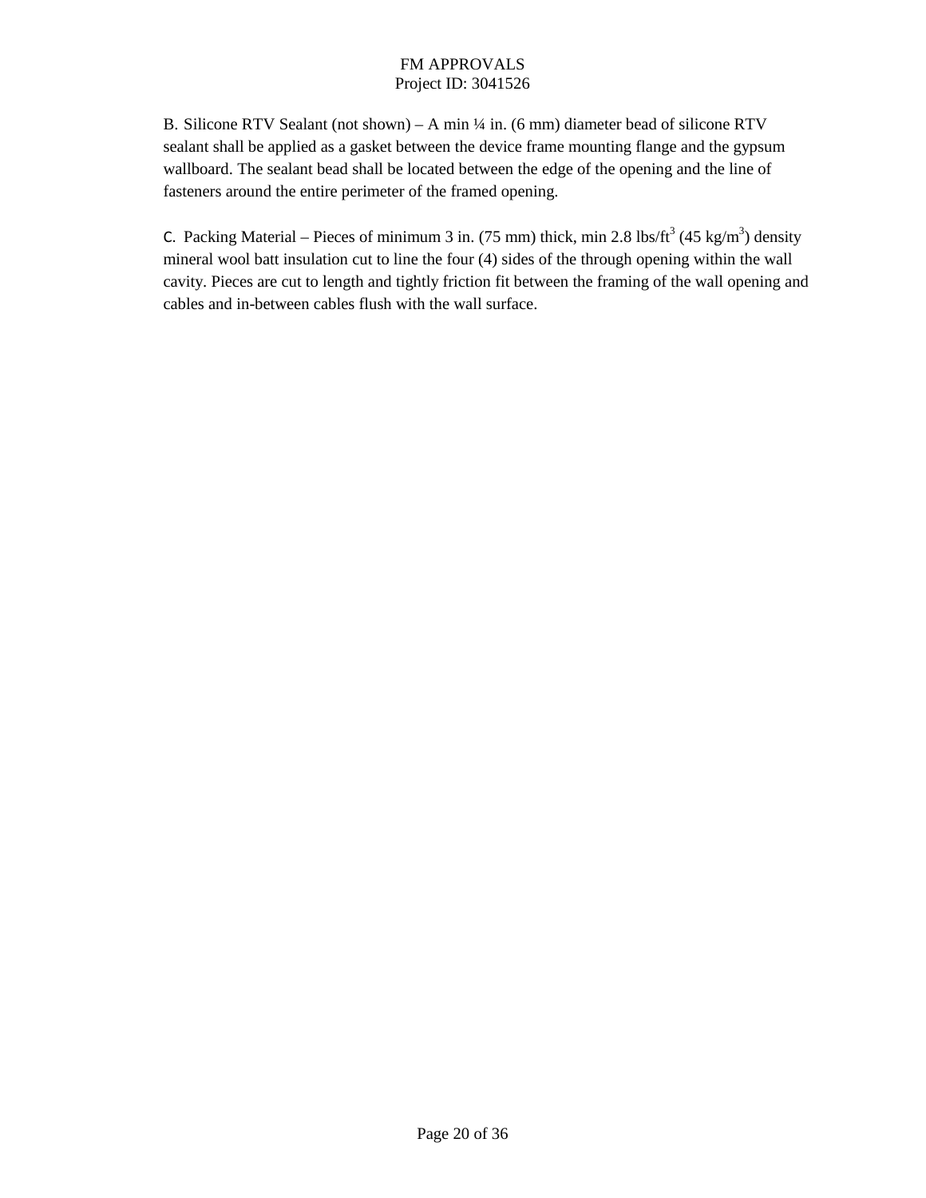B. Silicone RTV Sealant (not shown) – A min ¼ in. (6 mm) diameter bead of silicone RTV sealant shall be applied as a gasket between the device frame mounting flange and the gypsum wallboard. The sealant bead shall be located between the edge of the opening and the line of fasteners around the entire perimeter of the framed opening.

C. Packing Material – Pieces of minimum 3 in. (75 mm) thick, min 2.8 $lbs/ft^3$ (45 $kg/m^3$) density mineral wool batt insulation cut to line the four (4) sides of the through opening within the wall cavity. Pieces are cut to length and tightly friction fit between the framing of the wall opening and cables and in-between cables flush with the wall surface.